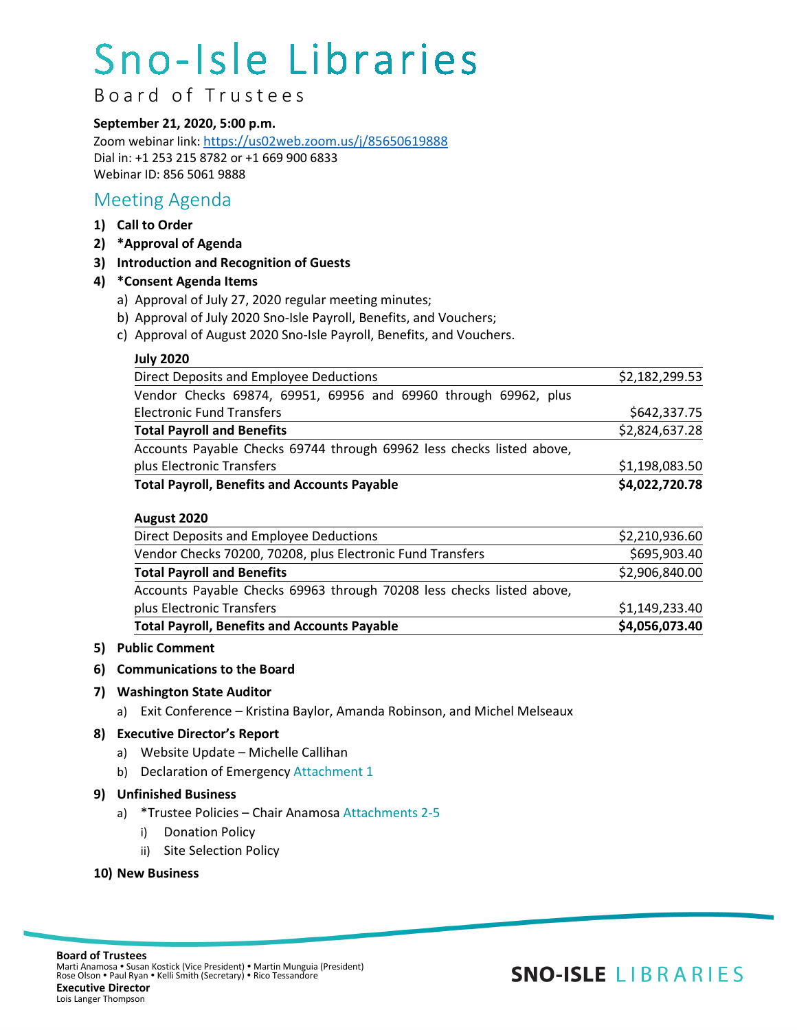# Sno-Isle Libraries

Board of Trustees

**September 21, 2020, 5:00 p.m.**

Zoom webinar link: https://us02web.zoom.us/j/85650619888

Dial in: +1 253 215 8782 or +1 669 900 6833

Webinar ID: 856 5061 9888

## Meeting Agenda

1) **Call to Order**
2) **\*Approval of Agenda**
3) **Introduction and Recognition of Guests**
4) **\*Consent Agenda Items**
   a) Approval of July 27, 2020 regular meeting minutes;
   b) Approval of July 2020 Sno-Isle Payroll, Benefits, and Vouchers;
   c) Approval of August 2020 Sno-Isle Payroll, Benefits, and Vouchers.

**July 2020**

| | |
|---|---|
| Direct Deposits and Employee Deductions | $2,182,299.53 |
| Vendor Checks 69874, 69951, 69956 and 69960 through 69962, plus Electronic Fund Transfers | $642,337.75 |
| **Total Payroll and Benefits** | $2,824,637.28 |
| Accounts Payable Checks 69744 through 69962 less checks listed above, plus Electronic Transfers | $1,198,083.50 |
| **Total Payroll, Benefits and Accounts Payable** | **$4,022,720.78** |

**August 2020**

| | |
|---|---|
| Direct Deposits and Employee Deductions | $2,210,936.60 |
| Vendor Checks 70200, 70208, plus Electronic Fund Transfers | $695,903.40 |
| **Total Payroll and Benefits** | $2,906,840.00 |
| Accounts Payable Checks 69963 through 70208 less checks listed above, plus Electronic Transfers | $1,149,233.40 |
| **Total Payroll, Benefits and Accounts Payable** | **$4,056,073.40** |

5) **Public Comment**
6) **Communications to the Board**
7) **Washington State Auditor**
   a) Exit Conference – Kristina Baylor, Amanda Robinson, and Michel Melseaux
8) **Executive Director's Report**
   a) Website Update – Michelle Callihan
   b) Declaration of Emergency Attachment 1
9) **Unfinished Business**
   a) \*Trustee Policies – Chair Anamosa Attachments 2-5
      i) Donation Policy
      ii) Site Selection Policy
10) **New Business**

**Board of Trustees**
Marti Anamosa • Susan Kostick (Vice President) • Martin Munguia (President)
Rose Olson • Paul Ryan • Kelli Smith (Secretary) • Rico Tessandore
**Executive Director**
Lois Langer Thompson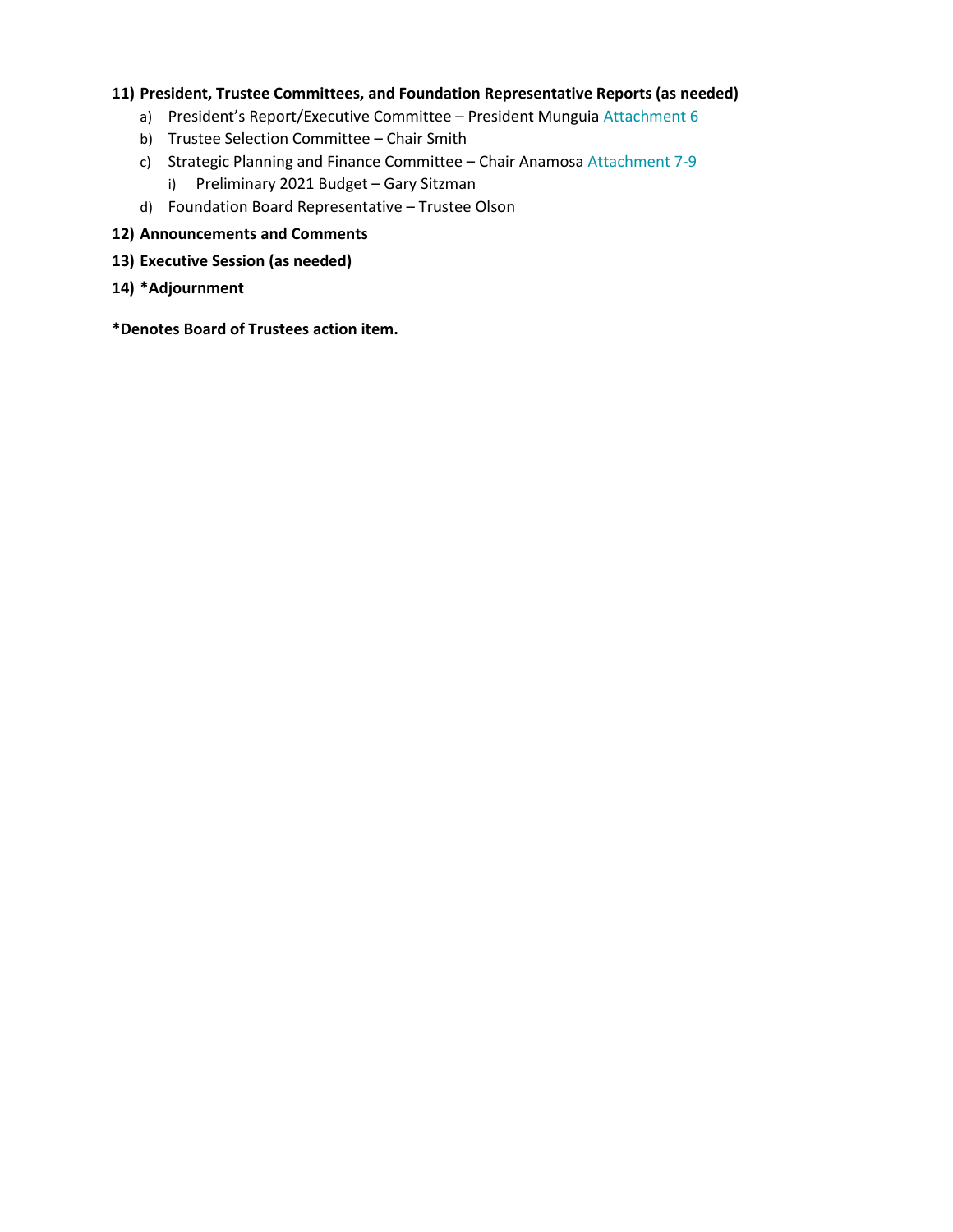**11) President, Trustee Committees, and Foundation Representative Reports (as needed)**

a) President's Report/Executive Committee – President Munguia Attachment 6

b) Trustee Selection Committee – Chair Smith

c) Strategic Planning and Finance Committee – Chair Anamosa Attachment 7-9

   i) Preliminary 2021 Budget – Gary Sitzman

d) Foundation Board Representative – Trustee Olson

**12) Announcements and Comments**

**13) Executive Session (as needed)**

**14) *Adjournment**

***Denotes Board of Trustees action item.**